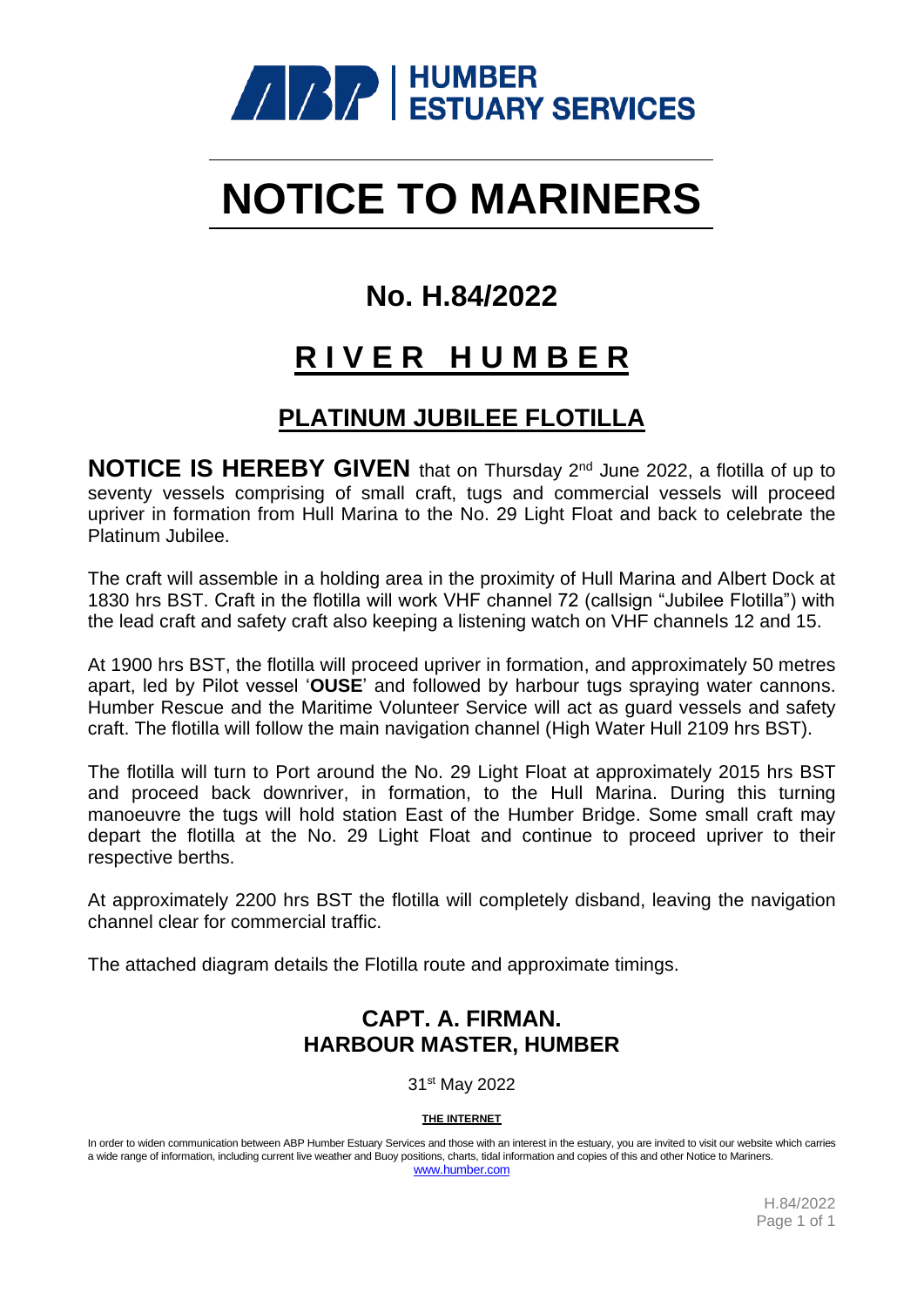**ABP | HUMBER ESTUARY SERVICES**

# NOTICE TO MARINERS

## No. H.84/2022

## RIVER HUMBER

### PLATINUM JUBILEE FLOTILLA

**NOTICE IS HEREBY GIVEN** that on Thursday 2nd June 2022, a flotilla of up to seventy vessels comprising of small craft, tugs and commercial vessels will proceed upriver in formation from Hull Marina to the No. 29 Light Float and back to celebrate the Platinum Jubilee.

The craft will assemble in a holding area in the proximity of Hull Marina and Albert Dock at 1830 hrs BST. Craft in the flotilla will work VHF channel 72 (callsign "Jubilee Flotilla") with the lead craft and safety craft also keeping a listening watch on VHF channels 12 and 15.

At 1900 hrs BST, the flotilla will proceed upriver in formation, and approximately 50 metres apart, led by Pilot vessel '**OUSE**' and followed by harbour tugs spraying water cannons. Humber Rescue and the Maritime Volunteer Service will act as guard vessels and safety craft. The flotilla will follow the main navigation channel (High Water Hull 2109 hrs BST).

The flotilla will turn to Port around the No. 29 Light Float at approximately 2015 hrs BST and proceed back downriver, in formation, to the Hull Marina. During this turning manoeuvre the tugs will hold station East of the Humber Bridge. Some small craft may depart the flotilla at the No. 29 Light Float and continue to proceed upriver to their respective berths.

At approximately 2200 hrs BST the flotilla will completely disband, leaving the navigation channel clear for commercial traffic.

The attached diagram details the Flotilla route and approximate timings.

**CAPT. A. FIRMAN.**
**HARBOUR MASTER, HUMBER**

31st May 2022

**THE INTERNET**

In order to widen communication between ABP Humber Estuary Services and those with an interest in the estuary, you are invited to visit our website which carries a wide range of information, including current live weather and Buoy positions, charts, tidal information and copies of this and other Notice to Mariners.
www.humber.com

H.84/2022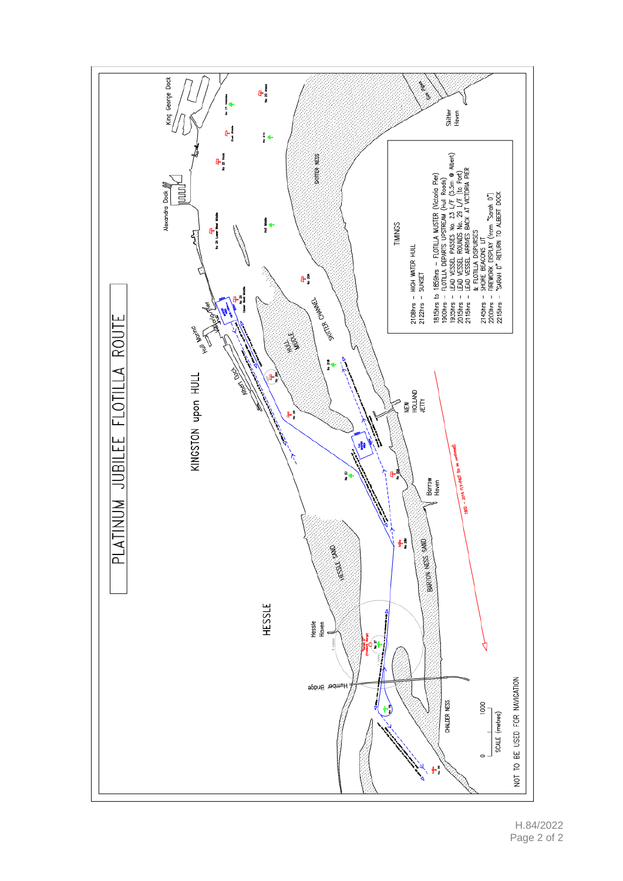# PLATINUM JUBILEE FLOTILLA ROUTE

KINGSTON upon HULL

HESSLE

King George Dock

Alexandra Dock

Victoria Pier

Hull Marina

Albert Dock

Salt End

Saltend

Skitter Haven

SKITTER NESS

HULL MIDDLE

SKITTER CHANNEL

NEW HOLLAND JETTY

Barrow Haven

BARTON NESS SAND

HESSLE SAND

Hessle Haven

Humber Bridge

CHALDER NESS

No 20 Anson

No 21 Middle

East Middle

No 21A

No 22 Hook

No 24 Lower West Middle

Hull Middle

No 22A

No 25 Upper West Middle

No 26A

No 21B

No 28

No 22

No 23A

No 28M

No 27

No 29

No 30

1900 - 2015 FLY-PAST (to be confirmed)

## TIMINGS

2108hrs - HIGH WATER HULL
2122hrs - SUNSET

1815hrs to 1859hrs - FLOTILLA MUSTER (Victoria Pier)
1900hrs - FLOTILLA DEPARTS UPSTREAM (Hull Roads)
1935hrs - LEAD VESSEL PASSES No. 23 L/F (5.5m @ Albert)
2015hrs - LEAD VESSEL ROUNDS No. 29 L/F (to Port)
2115hrs - LEAD VESSEL ARRIVES BACK AT VICTORIA PIER
& FLOTILLA DISPURSES

2145hrs - SHORE BEACONS LIT
2200hrs - FIREWORK DISPLAY (from "Sarah D")
2215hrs - "SARAH D" RETURN TO ALBERT DOCK

0 1000
SCALE (metres)

NOT TO BE USED FOR NAVIGATION

H.84/2022